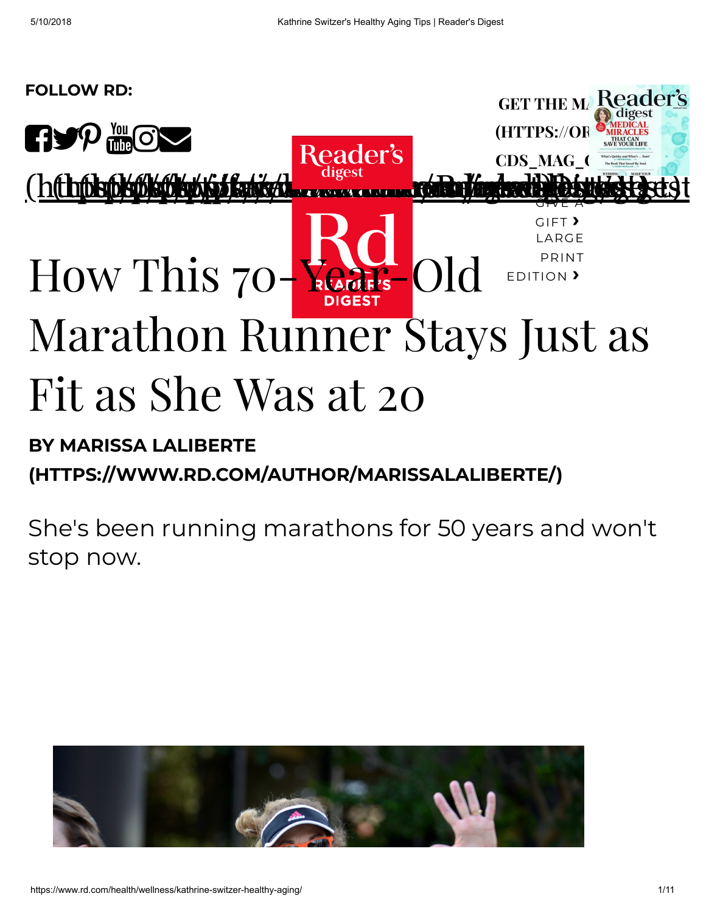**FOLLOW RD:**

GET THE MAG (HTTPS://OR CDS_MAG_( GIVE A GIFT › LARGE PRINT EDITION ›

# How This 70-Year-Old Marathon Runner Stays Just as Fit as She Was at 20

**BY MARISSA LALIBERTE (HTTPS://WWW.RD.COM/AUTHOR/MARISSALALIBERTE/)**

She's been running marathons for 50 years and won't stop now.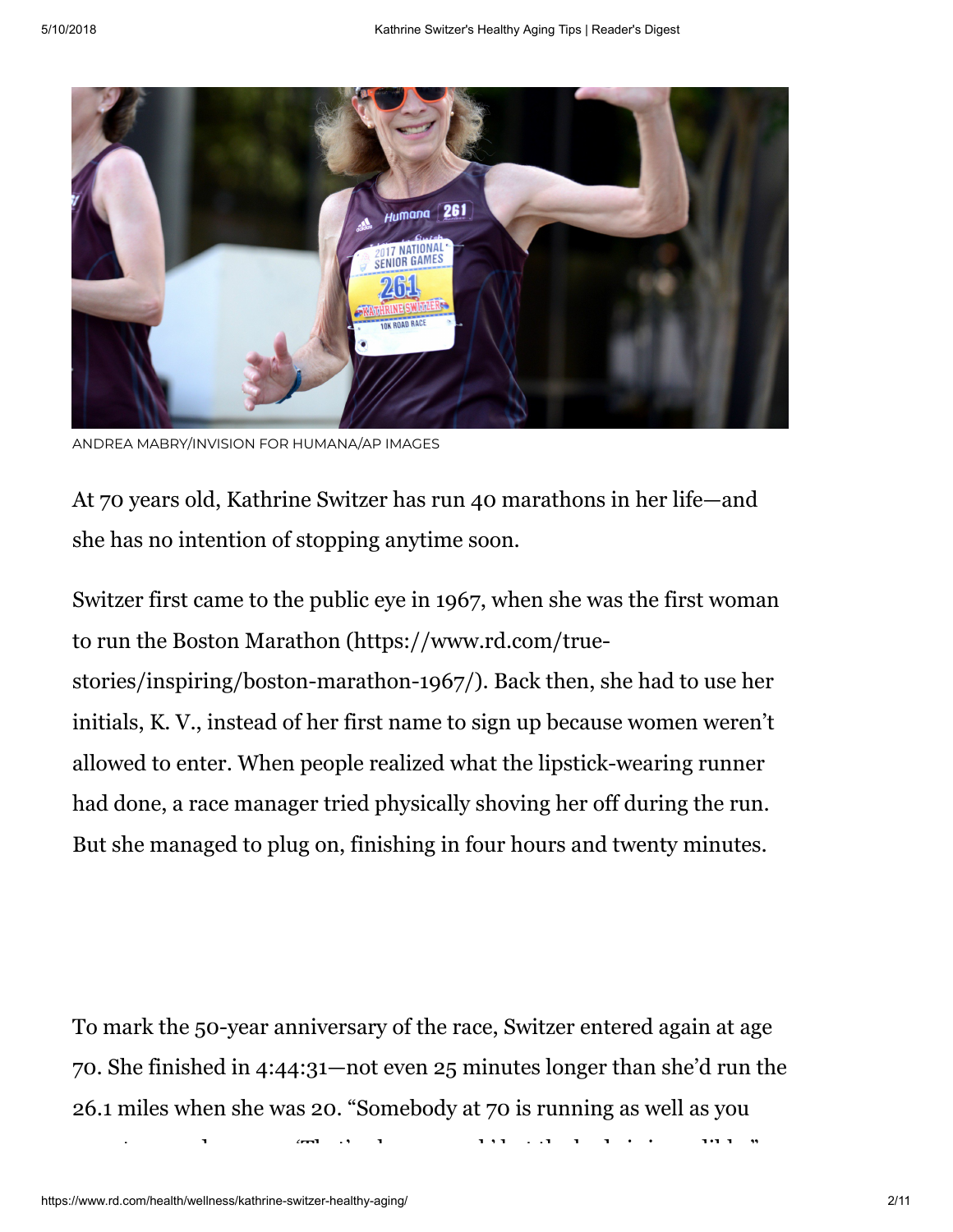ANDREA MABRY/INVISION FOR HUMANA/AP IMAGES

At 70 years old, Kathrine Switzer has run 40 marathons in her life—and she has no intention of stopping anytime soon.

Switzer first came to the public eye in 1967, when she was the first woman to run the Boston Marathon (https://www.rd.com/true-stories/inspiring/boston-marathon-1967/). Back then, she had to use her initials, K. V., instead of her first name to sign up because women weren't allowed to enter. When people realized what the lipstick-wearing runner had done, a race manager tried physically shoving her off during the run. But she managed to plug on, finishing in four hours and twenty minutes.

To mark the 50-year anniversary of the race, Switzer entered again at age 70. She finished in 4:44:31—not even 25 minutes longer than she'd run the 26.1 miles when she was 20. "Somebody at 70 is running as well as you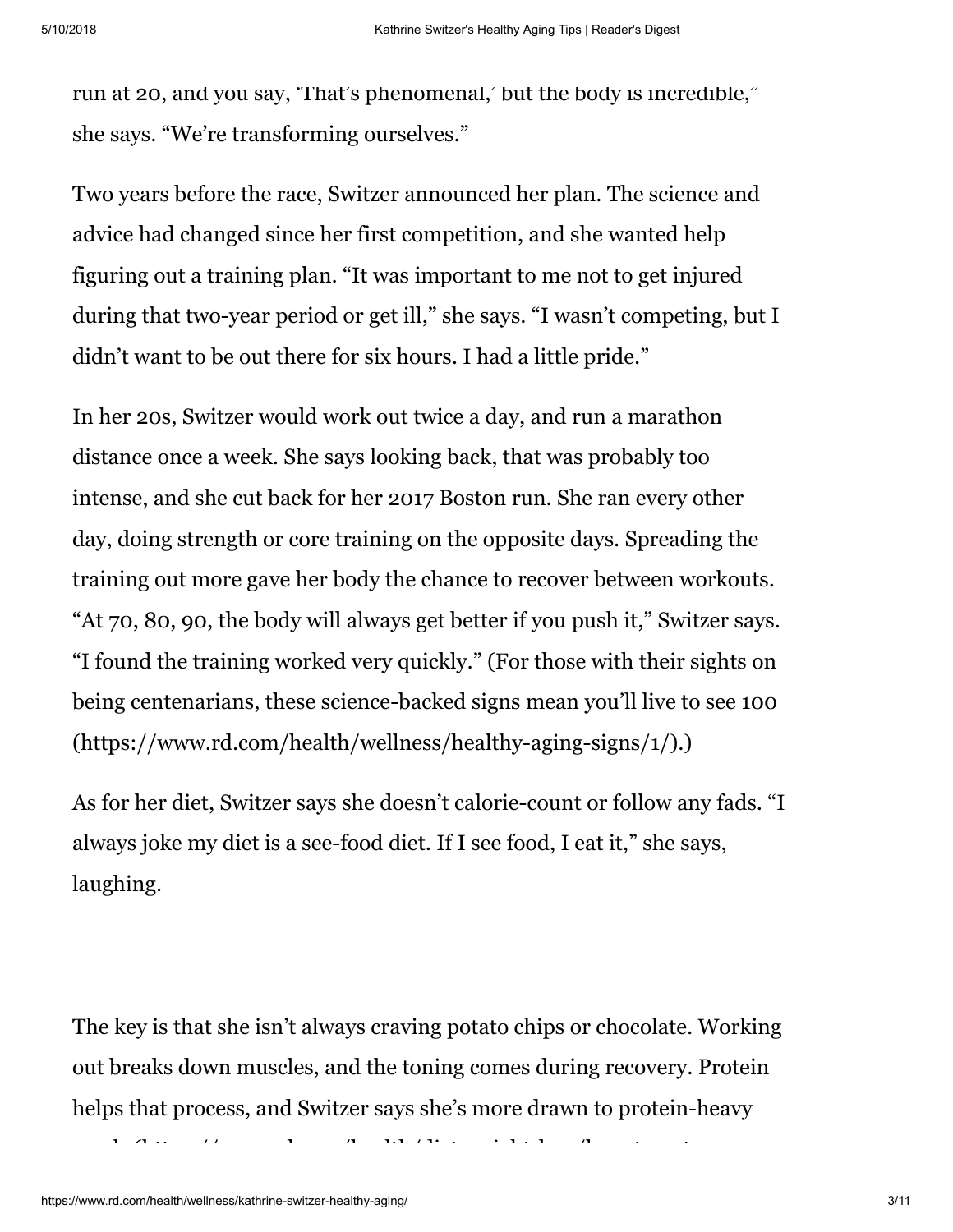run at 20, and you say, 'That's phenomenal,' but the body is incredible," she says. "We're transforming ourselves."

Two years before the race, Switzer announced her plan. The science and advice had changed since her first competition, and she wanted help figuring out a training plan. "It was important to me not to get injured during that two-year period or get ill," she says. "I wasn't competing, but I didn't want to be out there for six hours. I had a little pride."

In her 20s, Switzer would work out twice a day, and run a marathon distance once a week. She says looking back, that was probably too intense, and she cut back for her 2017 Boston run. She ran every other day, doing strength or core training on the opposite days. Spreading the training out more gave her body the chance to recover between workouts. "At 70, 80, 90, the body will always get better if you push it," Switzer says. "I found the training worked very quickly." (For those with their sights on being centenarians, these science-backed signs mean you'll live to see 100 (https://www.rd.com/health/wellness/healthy-aging-signs/1/).)

As for her diet, Switzer says she doesn't calorie-count or follow any fads. "I always joke my diet is a see-food diet. If I see food, I eat it," she says, laughing.

The key is that she isn't always craving potato chips or chocolate. Working out breaks down muscles, and the toning comes during recovery. Protein helps that process, and Switzer says she's more drawn to protein-heavy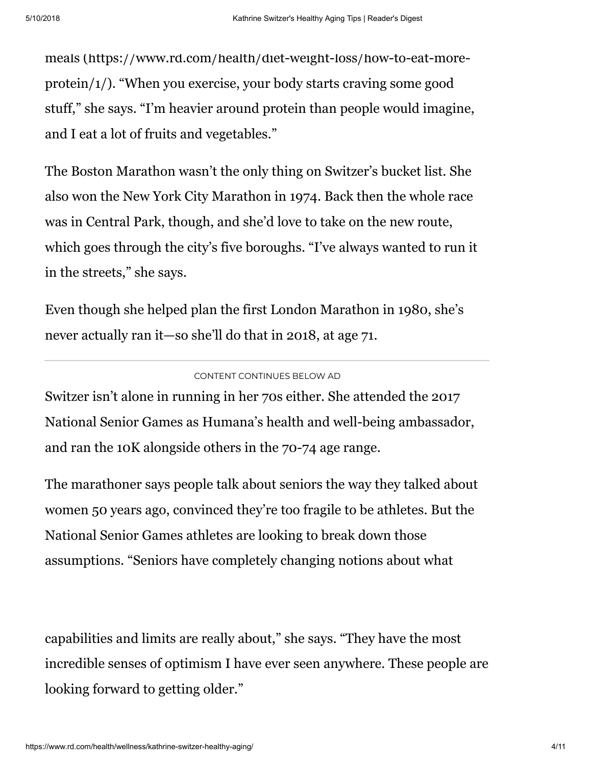meals (https://www.rd.com/health/diet-weight-loss/how-to-eat-more-protein/1/). "When you exercise, your body starts craving some good stuff," she says. "I'm heavier around protein than people would imagine, and I eat a lot of fruits and vegetables."

The Boston Marathon wasn't the only thing on Switzer's bucket list. She also won the New York City Marathon in 1974. Back then the whole race was in Central Park, though, and she'd love to take on the new route, which goes through the city's five boroughs. "I've always wanted to run it in the streets," she says.

Even though she helped plan the first London Marathon in 1980, she's never actually ran it—so she'll do that in 2018, at age 71.

Switzer isn't alone in running in her 70s either. She attended the 2017 National Senior Games as Humana's health and well-being ambassador, and ran the 10K alongside others in the 70-74 age range.

The marathoner says people talk about seniors the way they talked about women 50 years ago, convinced they're too fragile to be athletes. But the National Senior Games athletes are looking to break down those assumptions. "Seniors have completely changing notions about what capabilities and limits are really about," she says. "They have the most incredible senses of optimism I have ever seen anywhere. These people are looking forward to getting older."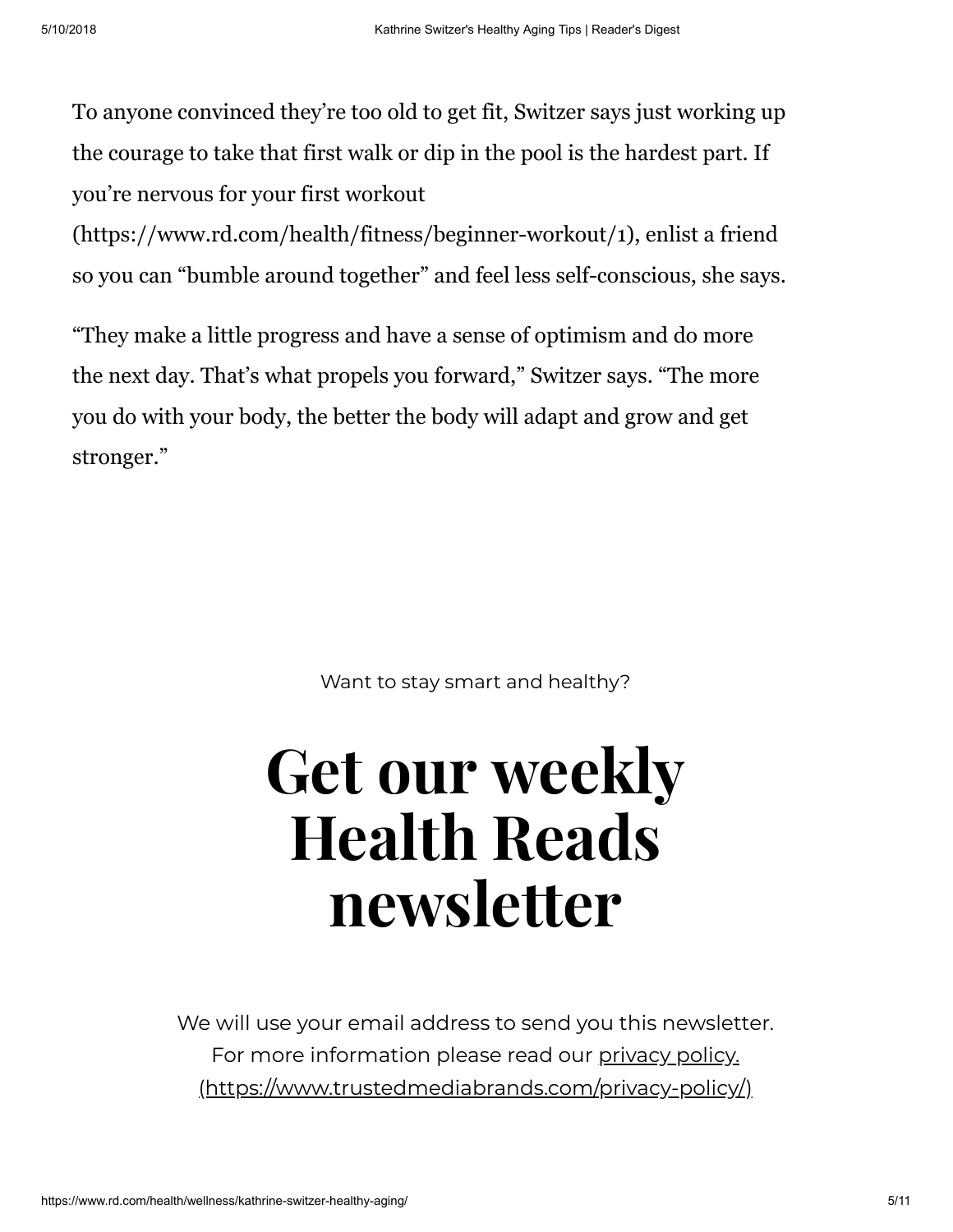To anyone convinced they're too old to get fit, Switzer says just working up the courage to take that first walk or dip in the pool is the hardest part. If you're nervous for your first workout (https://www.rd.com/health/fitness/beginner-workout/1), enlist a friend so you can "bumble around together" and feel less self-conscious, she says.

"They make a little progress and have a sense of optimism and do more the next day. That's what propels you forward," Switzer says. "The more you do with your body, the better the body will adapt and grow and get stronger."

Want to stay smart and healthy?

# Get our weekly Health Reads newsletter

We will use your email address to send you this newsletter. For more information please read our privacy policy. (https://www.trustedmediabrands.com/privacy-policy/)